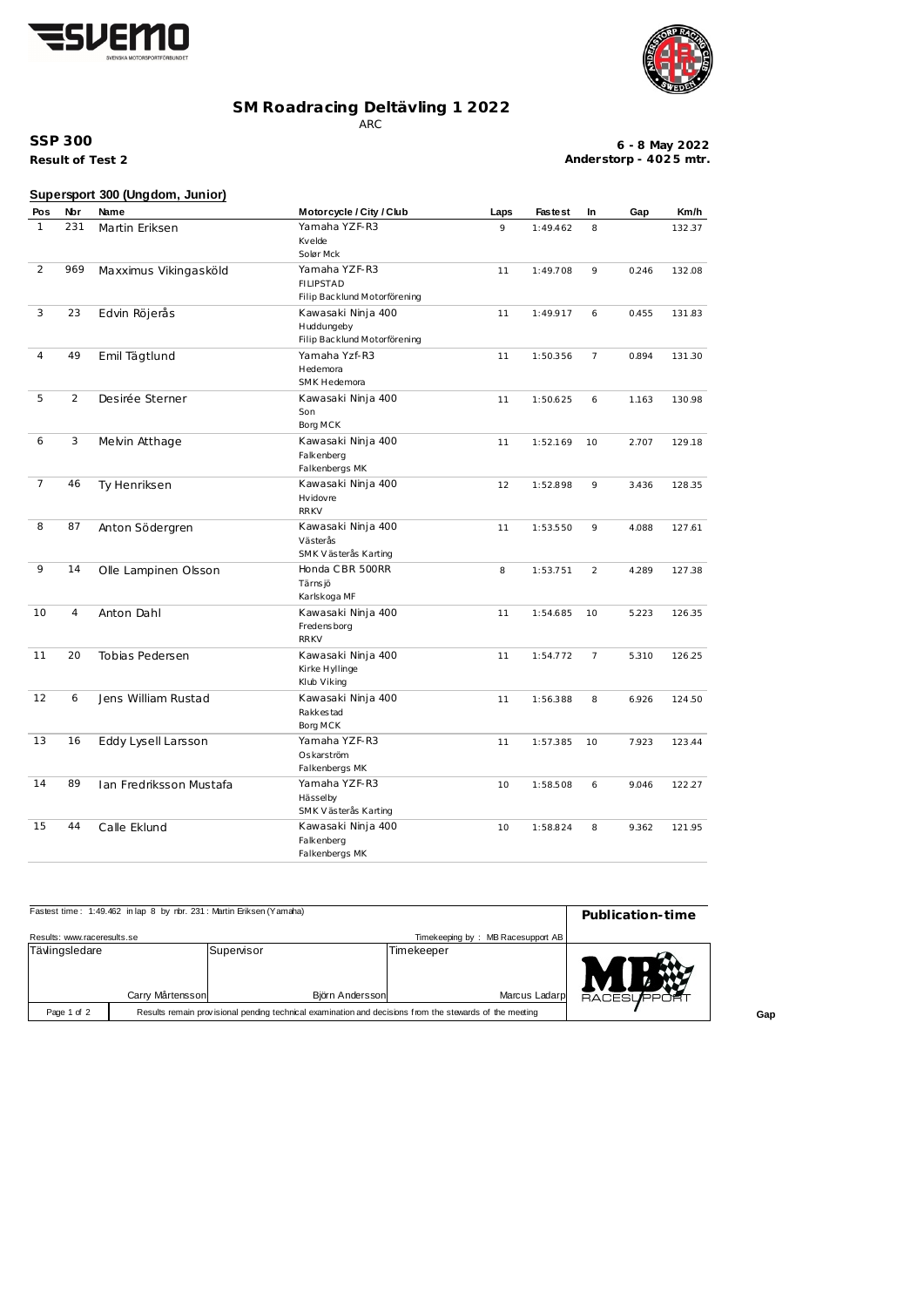# SM Roadracing Deltävling 1 2022

ARC

**SSP 300**

**Result of Test 2**

**6 - 8 May 2022**
**Anderstorp - 4025 mtr.**

## Supersport 300 (Ungdom, Junior)

| Pos | Nbr | Name | Motorcycle / City / Club | Laps | Fastest | In | Gap | Km/h |
|---|---|---|---|---|---|---|---|---|
| 1 | 231 | Martin Eriksen | Yamaha YZF-R3<br>Kvelde<br>Solør Mck | 9 | 1:49.462 | 8 | | 132.37 |
| 2 | 969 | Maxximus Vikingasköld | Yamaha YZF-R3<br>FILIPSTAD<br>Filip Backlund Motorförening | 11 | 1:49.708 | 9 | 0.246 | 132.08 |
| 3 | 23 | Edvin Röjerås | Kawasaki Ninja 400<br>Huddungeby<br>Filip Backlund Motorförening | 11 | 1:49.917 | 6 | 0.455 | 131.83 |
| 4 | 49 | Emil Tägtlund | Yamaha Yzf-R3<br>Hedemora<br>SMK Hedemora | 11 | 1:50.356 | 7 | 0.894 | 131.30 |
| 5 | 2 | Desirée Sterner | Kawasaki Ninja 400<br>Son<br>Borg MCK | 11 | 1:50.625 | 6 | 1.163 | 130.98 |
| 6 | 3 | Melvin Atthage | Kawasaki Ninja 400<br>Falkenberg<br>Falkenbergs MK | 11 | 1:52.169 | 10 | 2.707 | 129.18 |
| 7 | 46 | Ty Henriksen | Kawasaki Ninja 400<br>Hvidovre<br>RRKV | 12 | 1:52.898 | 9 | 3.436 | 128.35 |
| 8 | 87 | Anton Södergren | Kawasaki Ninja 400<br>Västerås<br>SMK Västerås Karting | 11 | 1:53.550 | 9 | 4.088 | 127.61 |
| 9 | 14 | Olle Lampinen Olsson | Honda CBR 500RR<br>Tärnsjö<br>Karlskoga MF | 8 | 1:53.751 | 2 | 4.289 | 127.38 |
| 10 | 4 | Anton Dahl | Kawasaki Ninja 400<br>Fredensborg<br>RRKV | 11 | 1:54.685 | 10 | 5.223 | 126.35 |
| 11 | 20 | Tobias Pedersen | Kawasaki Ninja 400<br>Kirke Hyllinge<br>Klub Viking | 11 | 1:54.772 | 7 | 5.310 | 126.25 |
| 12 | 6 | Jens William Rustad | Kawasaki Ninja 400<br>Rakkestad<br>Borg MCK | 11 | 1:56.388 | 8 | 6.926 | 124.50 |
| 13 | 16 | Eddy Lysell Larsson | Yamaha YZF-R3<br>Oskarström<br>Falkenbergs MK | 11 | 1:57.385 | 10 | 7.923 | 123.44 |
| 14 | 89 | Ian Fredriksson Mustafa | Yamaha YZF-R3<br>Hässelby<br>SMK Västerås Karting | 10 | 1:58.508 | 6 | 9.046 | 122.27 |
| 15 | 44 | Calle Eklund | Kawasaki Ninja 400<br>Falkenberg<br>Falkenbergs MK | 10 | 1:58.824 | 8 | 9.362 | 121.95 |

Fastest time : 1:49.462 in lap 8 by nbr. 231 : Martin Eriksen (Yamaha)

**Publication-time**

Results: www.raceresults.se

Timekeeping by : MB Racesupport AB

| Tävlingsledare | Supervisor | Timekeeper |
|---|---|---|
| Carry Mårtensson | Björn Andersson | Marcus Ladarp |

Results remain provisional pending technical examination and decisions from the stewards of the meeting

Gap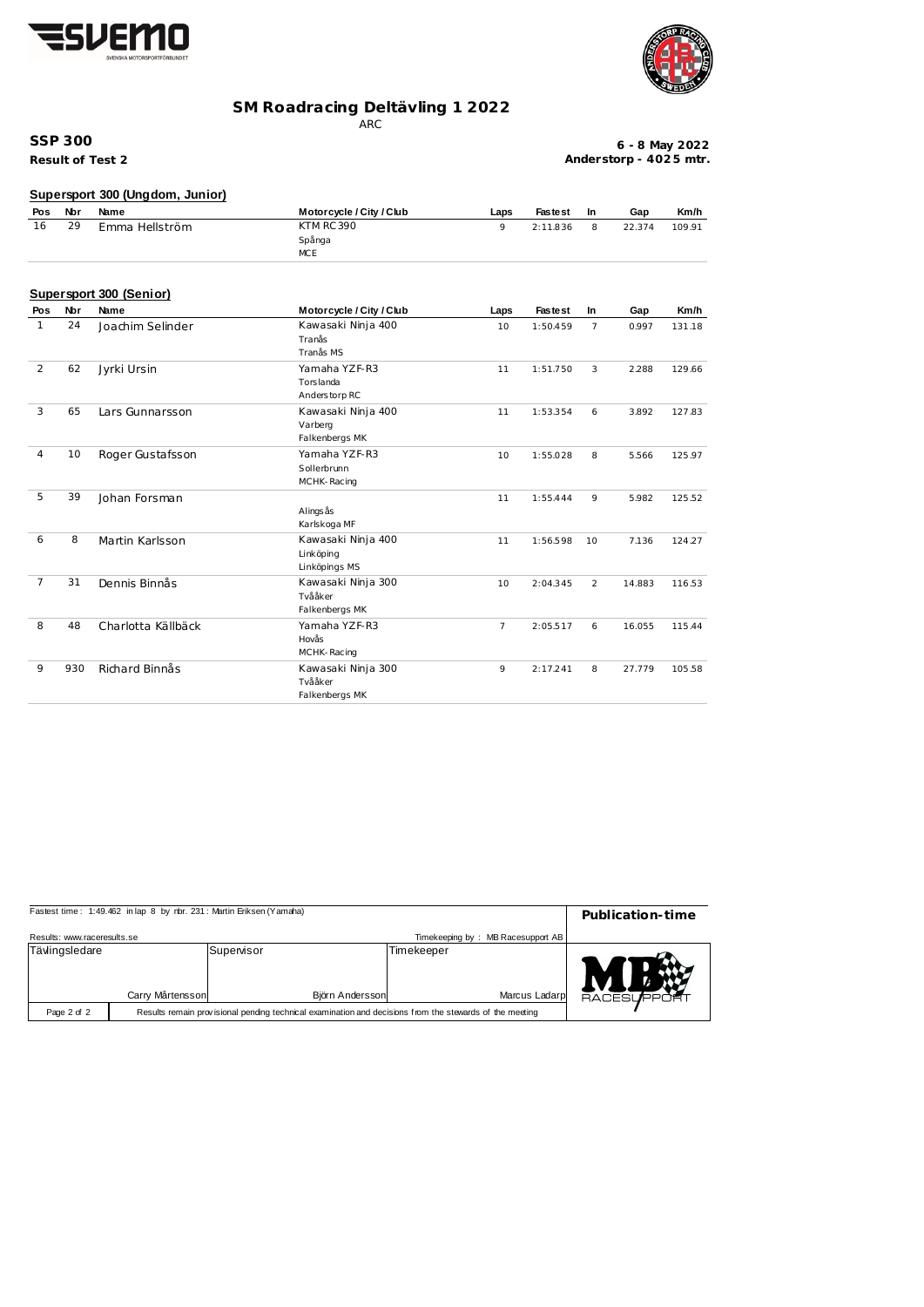# SM Roadracing Deltävling 1 2022

ARC

**SSP 300**

**Result of Test 2**

**6 - 8 May 2022**
**Anderstorp - 4025 mtr.**

## Supersport 300 (Ungdom, Junior)

| Pos | Nbr | Name | Motorcycle / City / Club | Laps | Fastest | In | Gap | Km/h |
|---|---|---|---|---|---|---|---|---|
| 16 | 29 | Emma Hellström | KTM RC390<br>Spånga<br>MCE | 9 | 2:11.836 | 8 | 22.374 | 109.91 |

## Supersport 300 (Senior)

| Pos | Nbr | Name | Motorcycle / City / Club | Laps | Fastest | In | Gap | Km/h |
|---|---|---|---|---|---|---|---|---|
| 1 | 24 | Joachim Selinder | Kawasaki Ninja 400<br>Tranås<br>Tranås MS | 10 | 1:50.459 | 7 | 0.997 | 131.18 |
| 2 | 62 | Jyrki Ursin | Yamaha YZF-R3<br>Torslanda<br>Anderstorp RC | 11 | 1:51.750 | 3 | 2.288 | 129.66 |
| 3 | 65 | Lars Gunnarsson | Kawasaki Ninja 400<br>Varberg<br>Falkenbergs MK | 11 | 1:53.354 | 6 | 3.892 | 127.83 |
| 4 | 10 | Roger Gustafsson | Yamaha YZF-R3<br>Sollerbrunn<br>MCHK-Racing | 10 | 1:55.028 | 8 | 5.566 | 125.97 |
| 5 | 39 | Johan Forsman | Alingsås<br>Karlskoga MF | 11 | 1:55.444 | 9 | 5.982 | 125.52 |
| 6 | 8 | Martin Karlsson | Kawasaki Ninja 400<br>Linköping<br>Linköpings MS | 11 | 1:56.598 | 10 | 7.136 | 124.27 |
| 7 | 31 | Dennis Binnås | Kawasaki Ninja 300<br>Tvååker<br>Falkenbergs MK | 10 | 2:04.345 | 2 | 14.883 | 116.53 |
| 8 | 48 | Charlotta Källbäck | Yamaha YZF-R3<br>Hovås<br>MCHK-Racing | 7 | 2:05.517 | 6 | 16.055 | 115.44 |
| 9 | 930 | Richard Binnås | Kawasaki Ninja 300<br>Tvååker<br>Falkenbergs MK | 9 | 2:17.241 | 8 | 27.779 | 105.58 |

Fastest time : 1:49.462 in lap 8 by nbr. 231 : Martin Eriksen (Yamaha)

**Publication-time**

Results: www.raceresults.se

Timekeeping by : MB Racesupport AB

| Tävlingsledare | Supervisor | Timekeeper |
|---|---|---|
| Carry Mårtensson | Björn Andersson | Marcus Ladarp |

Results remain provisional pending technical examination and decisions from the stewards of the meeting